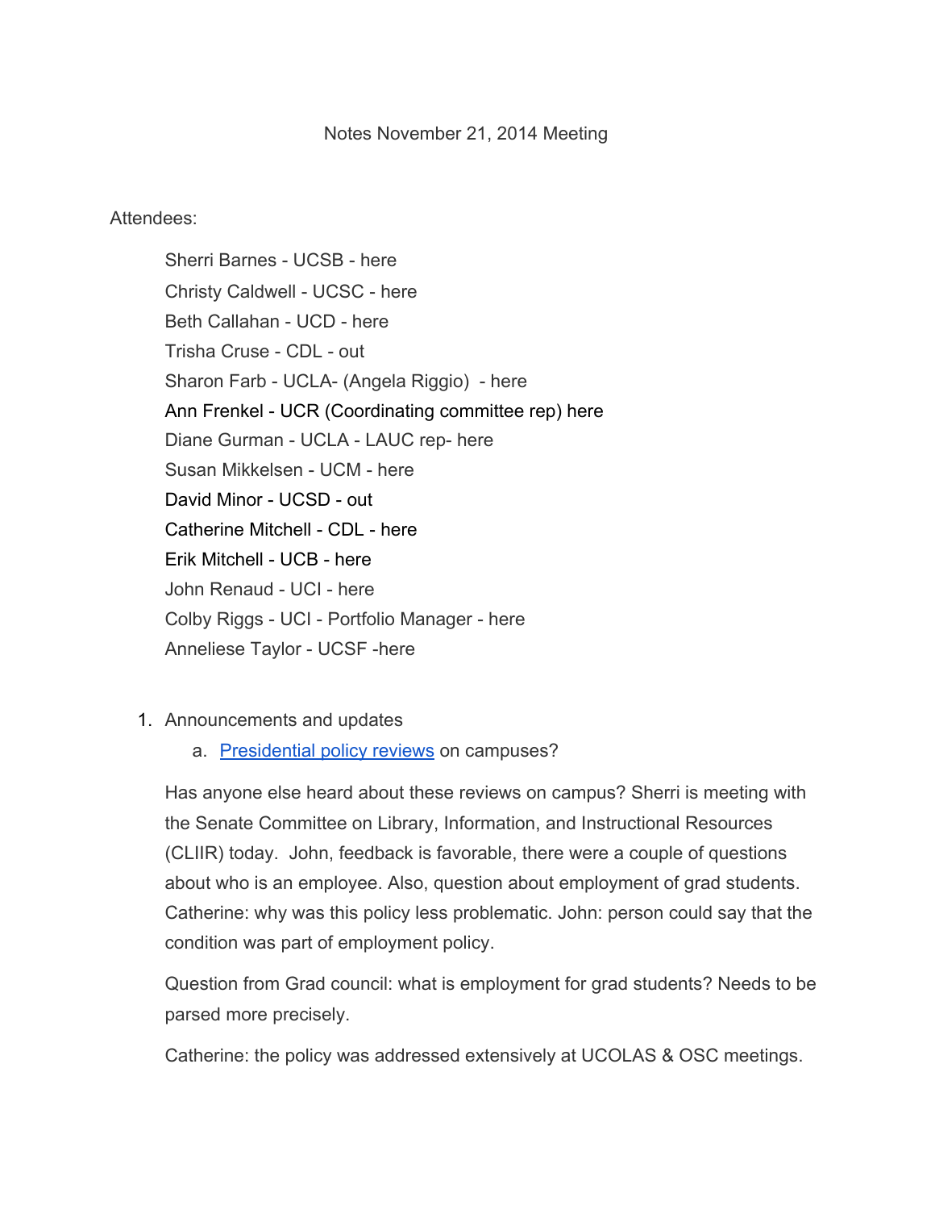# Notes November 21, 2014 Meeting

Attendees:

- Sherri Barnes - UCSB - here
- Christy Caldwell - UCSC - here
- Beth Callahan - UCD - here
- Trisha Cruse - CDL - out
- Sharon Farb - UCLA- (Angela Riggio) - here
- Ann Frenkel - UCR (Coordinating committee rep) here
- Diane Gurman - UCLA - LAUC rep- here
- Susan Mikkelsen - UCM - here
- David Minor - UCSD - out
- Catherine Mitchell - CDL - here
- Erik Mitchell - UCB - here
- John Renaud - UCI - here
- Colby Riggs - UCI - Portfolio Manager - here
- Anneliese Taylor - UCSF -here

1. Announcements and updates
    a. Presidential policy reviews on campuses?

Has anyone else heard about these reviews on campus? Sherri is meeting with the Senate Committee on Library, Information, and Instructional Resources (CLIIR) today. John, feedback is favorable, there were a couple of questions about who is an employee. Also, question about employment of grad students. Catherine: why was this policy less problematic. John: person could say that the condition was part of employment policy.

Question from Grad council: what is employment for grad students? Needs to be parsed more precisely.

Catherine: the policy was addressed extensively at UCOLAS & OSC meetings.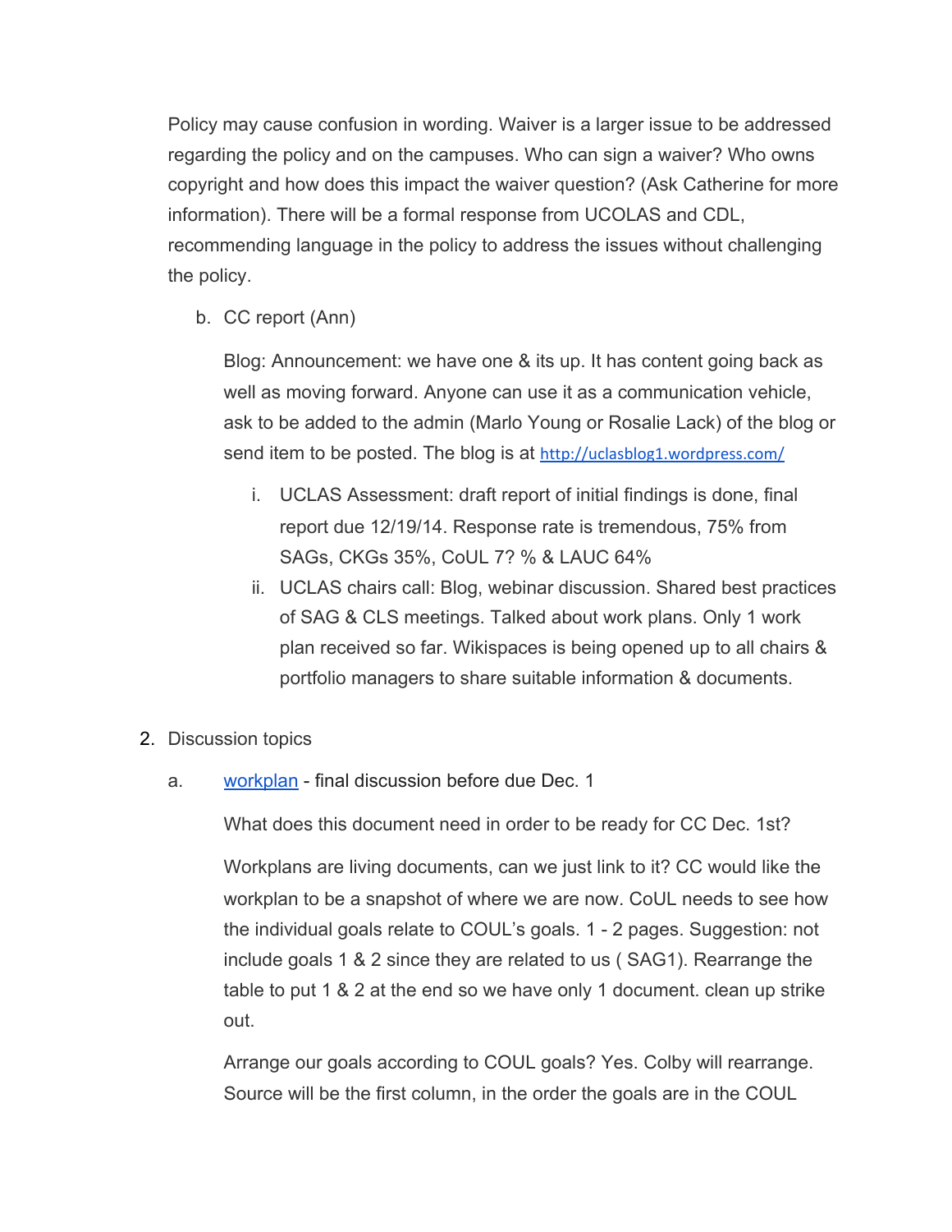Policy may cause confusion in wording. Waiver is a larger issue to be addressed regarding the policy and on the campuses. Who can sign a waiver? Who owns copyright and how does this impact the waiver question? (Ask Catherine for more information). There will be a formal response from UCOLAS and CDL, recommending language in the policy to address the issues without challenging the policy.

b. CC report (Ann)

   Blog: Announcement: we have one & its up. It has content going back as well as moving forward. Anyone can use it as a communication vehicle, ask to be added to the admin (Marlo Young or Rosalie Lack) of the blog or send item to be posted. The blog is at [http://uclasblog1.wordpress.com/](http://uclasblog1.wordpress.com/)

   i. UCLAS Assessment: draft report of initial findings is done, final report due 12/19/14. Response rate is tremendous, 75% from SAGs, CKGs 35%, CoUL 7? % & LAUC 64%
   ii. UCLAS chairs call: Blog, webinar discussion. Shared best practices of SAG & CLS meetings. Talked about work plans. Only 1 work plan received so far. Wikispaces is being opened up to all chairs & portfolio managers to share suitable information & documents.

2. Discussion topics

   a. workplan - final discussion before due Dec. 1

      What does this document need in order to be ready for CC Dec. 1st?

      Workplans are living documents, can we just link to it? CC would like the workplan to be a snapshot of where we are now. CoUL needs to see how the individual goals relate to COUL's goals. 1 - 2 pages. Suggestion: not include goals 1 & 2 since they are related to us ( SAG1). Rearrange the table to put 1 & 2 at the end so we have only 1 document. clean up strike out.

      Arrange our goals according to COUL goals? Yes. Colby will rearrange. Source will be the first column, in the order the goals are in the COUL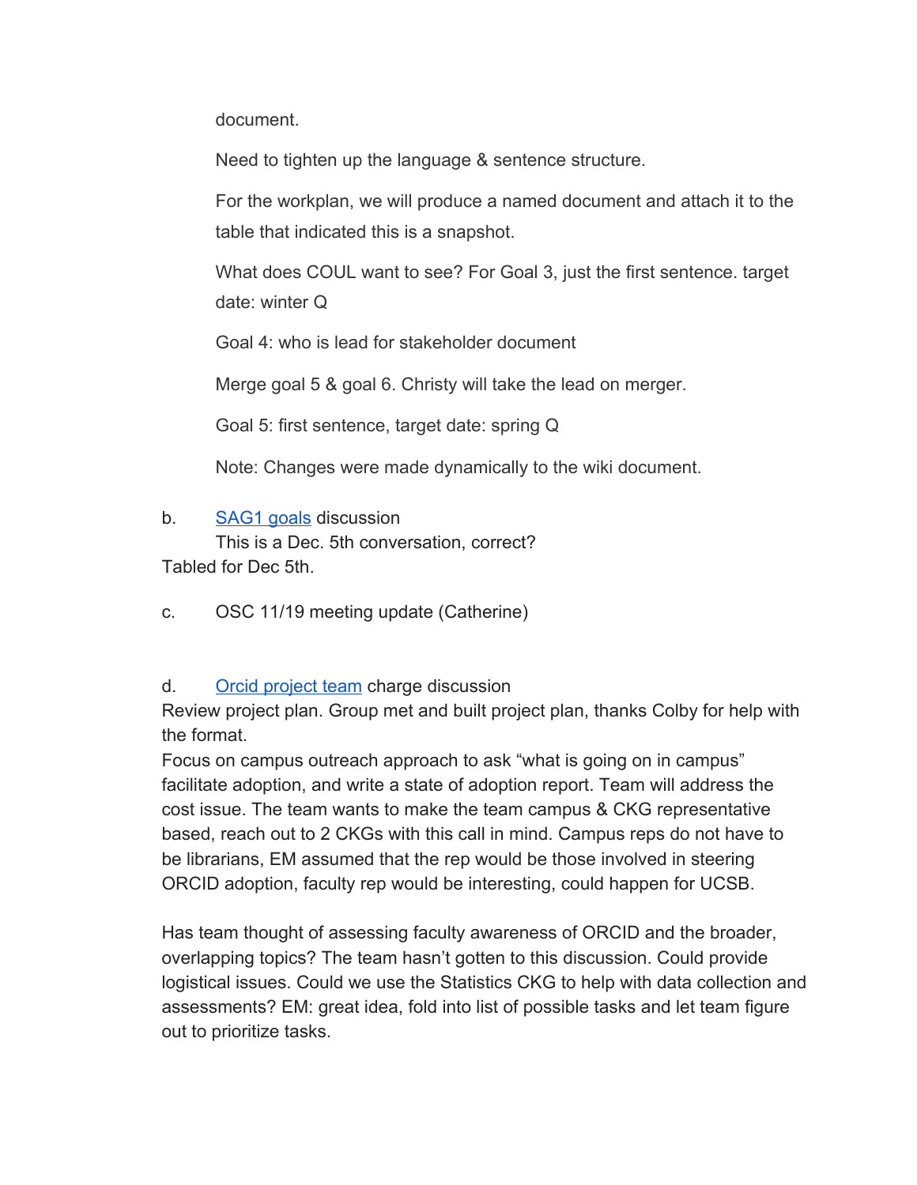document.

Need to tighten up the language & sentence structure.

For the workplan, we will produce a named document and attach it to the table that indicated this is a snapshot.

What does COUL want to see? For Goal 3, just the first sentence. target date: winter Q

Goal 4: who is lead for stakeholder document

Merge goal 5 & goal 6. Christy will take the lead on merger.

Goal 5: first sentence, target date: spring Q

Note: Changes were made dynamically to the wiki document.

b. SAG1 goals discussion
This is a Dec. 5th conversation, correct?
Tabled for Dec 5th.

c. OSC 11/19 meeting update (Catherine)

d. Orcid project team charge discussion
Review project plan. Group met and built project plan, thanks Colby for help with the format.
Focus on campus outreach approach to ask "what is going on in campus" facilitate adoption, and write a state of adoption report. Team will address the cost issue. The team wants to make the team campus & CKG representative based, reach out to 2 CKGs with this call in mind. Campus reps do not have to be librarians, EM assumed that the rep would be those involved in steering ORCID adoption, faculty rep would be interesting, could happen for UCSB.

Has team thought of assessing faculty awareness of ORCID and the broader, overlapping topics? The team hasn't gotten to this discussion. Could provide logistical issues. Could we use the Statistics CKG to help with data collection and assessments? EM: great idea, fold into list of possible tasks and let team figure out to prioritize tasks.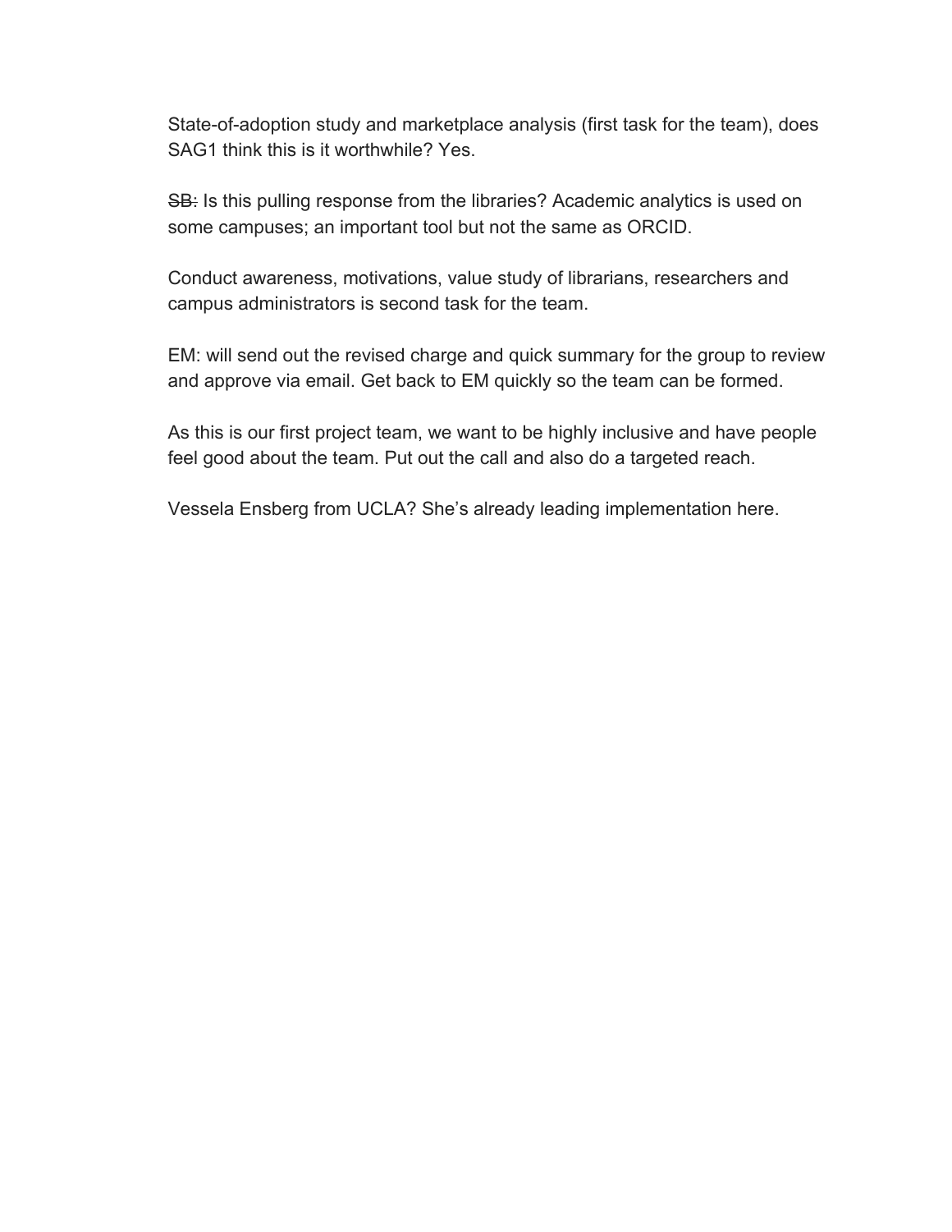State-of-adoption study and marketplace analysis (first task for the team), does SAG1 think this is it worthwhile? Yes.

~~SB:~~ Is this pulling response from the libraries? Academic analytics is used on some campuses; an important tool but not the same as ORCID.

Conduct awareness, motivations, value study of librarians, researchers and campus administrators is second task for the team.

EM: will send out the revised charge and quick summary for the group to review and approve via email. Get back to EM quickly so the team can be formed.

As this is our first project team, we want to be highly inclusive and have people feel good about the team. Put out the call and also do a targeted reach.

Vessela Ensberg from UCLA? She's already leading implementation here.